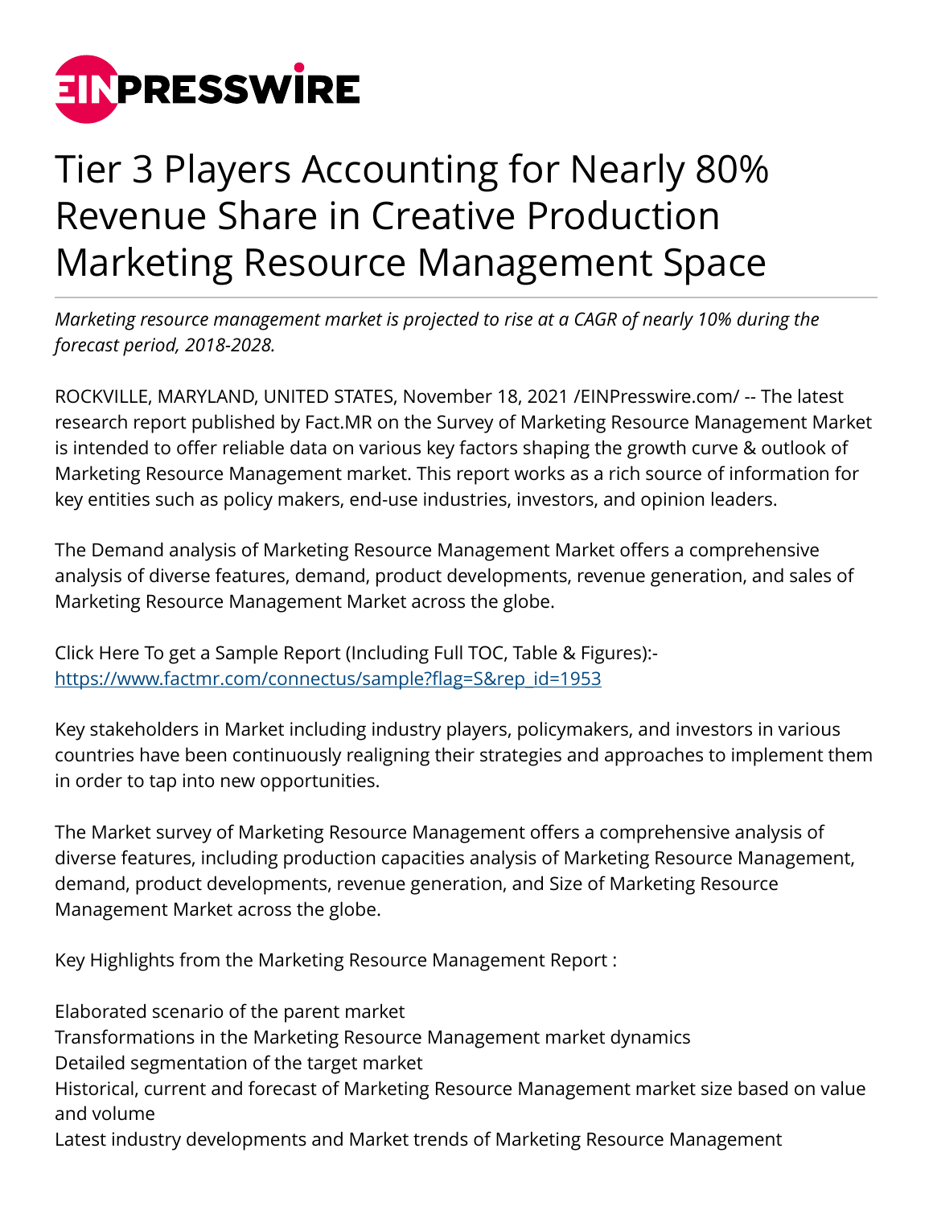# Tier 3 Players Accounting for Nearly 80% Revenue Share in Creative Production Marketing Resource Management Space

*Marketing resource management market is projected to rise at a CAGR of nearly 10% during the forecast period, 2018-2028.*

ROCKVILLE, MARYLAND, UNITED STATES, November 18, 2021 /EINPresswire.com/ -- The latest research report published by Fact.MR on the Survey of Marketing Resource Management Market is intended to offer reliable data on various key factors shaping the growth curve & outlook of Marketing Resource Management market. This report works as a rich source of information for key entities such as policy makers, end-use industries, investors, and opinion leaders.

The Demand analysis of Marketing Resource Management Market offers a comprehensive analysis of diverse features, demand, product developments, revenue generation, and sales of Marketing Resource Management Market across the globe.

Click Here To get a Sample Report (Including Full TOC, Table & Figures):- [https://www.factmr.com/connectus/sample?flag=S&rep_id=1953](https://www.factmr.com/connectus/sample?flag=S&rep_id=1953)

Key stakeholders in Market including industry players, policymakers, and investors in various countries have been continuously realigning their strategies and approaches to implement them in order to tap into new opportunities.

The Market survey of Marketing Resource Management offers a comprehensive analysis of diverse features, including production capacities analysis of Marketing Resource Management, demand, product developments, revenue generation, and Size of Marketing Resource Management Market across the globe.

Key Highlights from the Marketing Resource Management Report :

Elaborated scenario of the parent market
Transformations in the Marketing Resource Management market dynamics
Detailed segmentation of the target market
Historical, current and forecast of Marketing Resource Management market size based on value and volume
Latest industry developments and Market trends of Marketing Resource Management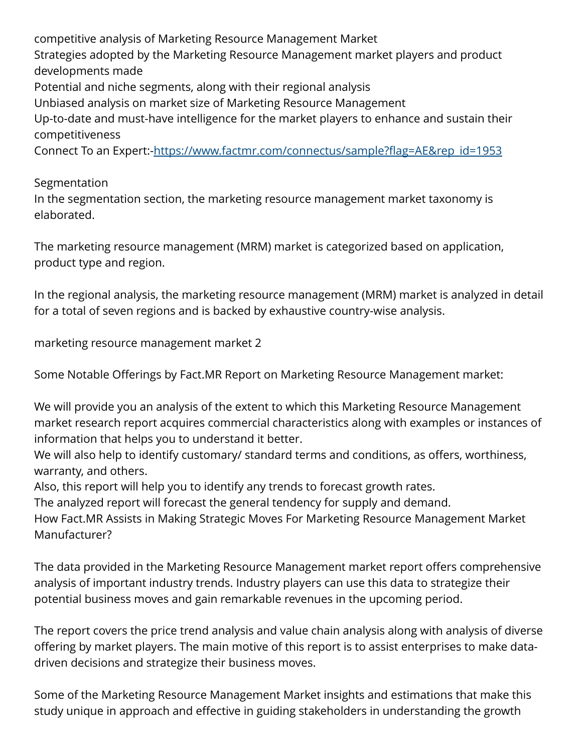competitive analysis of Marketing Resource Management Market
Strategies adopted by the Marketing Resource Management market players and product developments made
Potential and niche segments, along with their regional analysis
Unbiased analysis on market size of Marketing Resource Management
Up-to-date and must-have intelligence for the market players to enhance and sustain their competitiveness
Connect To an Expert:-[https://www.factmr.com/connectus/sample?flag=AE&rep_id=1953](https://www.factmr.com/connectus/sample?flag=AE&rep_id=1953)

Segmentation
In the segmentation section, the marketing resource management market taxonomy is elaborated.

The marketing resource management (MRM) market is categorized based on application, product type and region.

In the regional analysis, the marketing resource management (MRM) market is analyzed in detail for a total of seven regions and is backed by exhaustive country-wise analysis.

marketing resource management market 2

Some Notable Offerings by Fact.MR Report on Marketing Resource Management market:

We will provide you an analysis of the extent to which this Marketing Resource Management market research report acquires commercial characteristics along with examples or instances of information that helps you to understand it better.
We will also help to identify customary/ standard terms and conditions, as offers, worthiness, warranty, and others.
Also, this report will help you to identify any trends to forecast growth rates.
The analyzed report will forecast the general tendency for supply and demand.
How Fact.MR Assists in Making Strategic Moves For Marketing Resource Management Market Manufacturer?

The data provided in the Marketing Resource Management market report offers comprehensive analysis of important industry trends. Industry players can use this data to strategize their potential business moves and gain remarkable revenues in the upcoming period.

The report covers the price trend analysis and value chain analysis along with analysis of diverse offering by market players. The main motive of this report is to assist enterprises to make data-driven decisions and strategize their business moves.

Some of the Marketing Resource Management Market insights and estimations that make this study unique in approach and effective in guiding stakeholders in understanding the growth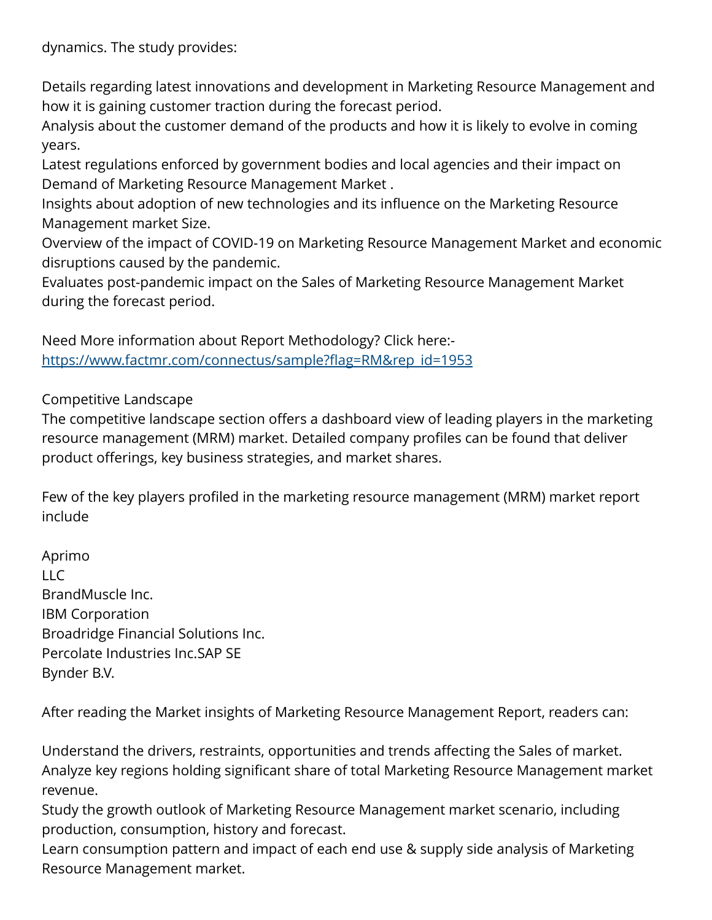dynamics. The study provides:

Details regarding latest innovations and development in Marketing Resource Management and how it is gaining customer traction during the forecast period.
Analysis about the customer demand of the products and how it is likely to evolve in coming years.
Latest regulations enforced by government bodies and local agencies and their impact on Demand of Marketing Resource Management Market .
Insights about adoption of new technologies and its influence on the Marketing Resource Management market Size.
Overview of the impact of COVID-19 on Marketing Resource Management Market and economic disruptions caused by the pandemic.
Evaluates post-pandemic impact on the Sales of Marketing Resource Management Market during the forecast period.

Need More information about Report Methodology? Click here:- https://www.factmr.com/connectus/sample?flag=RM&rep_id=1953

Competitive Landscape
The competitive landscape section offers a dashboard view of leading players in the marketing resource management (MRM) market. Detailed company profiles can be found that deliver product offerings, key business strategies, and market shares.

Few of the key players profiled in the marketing resource management (MRM) market report include

Aprimo
LLC
BrandMuscle Inc.
IBM Corporation
Broadridge Financial Solutions Inc.
Percolate Industries Inc.SAP SE
Bynder B.V.

After reading the Market insights of Marketing Resource Management Report, readers can:

Understand the drivers, restraints, opportunities and trends affecting the Sales of market.
Analyze key regions holding significant share of total Marketing Resource Management market revenue.
Study the growth outlook of Marketing Resource Management market scenario, including production, consumption, history and forecast.
Learn consumption pattern and impact of each end use & supply side analysis of Marketing Resource Management market.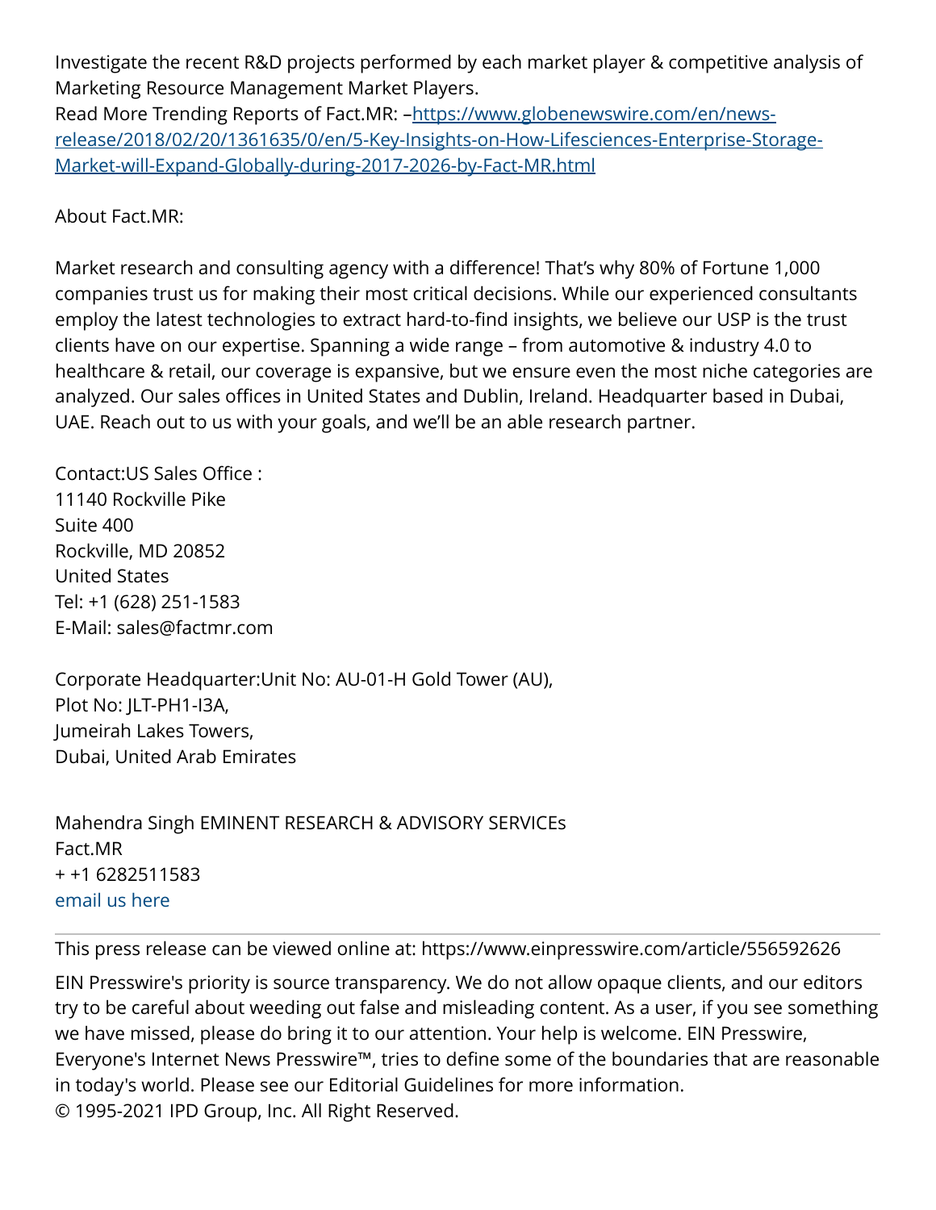Investigate the recent R&D projects performed by each market player & competitive analysis of Marketing Resource Management Market Players.

Read More Trending Reports of Fact.MR: –[https://www.globenewswire.com/en/news-release/2018/02/20/1361635/0/en/5-Key-Insights-on-How-Lifesciences-Enterprise-Storage-Market-will-Expand-Globally-during-2017-2026-by-Fact-MR.html](https://www.globenewswire.com/en/news-release/2018/02/20/1361635/0/en/5-Key-Insights-on-How-Lifesciences-Enterprise-Storage-Market-will-Expand-Globally-during-2017-2026-by-Fact-MR.html)

About Fact.MR:

Market research and consulting agency with a difference! That's why 80% of Fortune 1,000 companies trust us for making their most critical decisions. While our experienced consultants employ the latest technologies to extract hard-to-find insights, we believe our USP is the trust clients have on our expertise. Spanning a wide range – from automotive & industry 4.0 to healthcare & retail, our coverage is expansive, but we ensure even the most niche categories are analyzed. Our sales offices in United States and Dublin, Ireland. Headquarter based in Dubai, UAE. Reach out to us with your goals, and we'll be an able research partner.

Contact:US Sales Office :
11140 Rockville Pike
Suite 400
Rockville, MD 20852
United States
Tel: +1 (628) 251-1583
E-Mail: sales@factmr.com

Corporate Headquarter:Unit No: AU-01-H Gold Tower (AU),
Plot No: JLT-PH1-I3A,
Jumeirah Lakes Towers,
Dubai, United Arab Emirates

Mahendra Singh EMINENT RESEARCH & ADVISORY SERVICEs
Fact.MR
+ +1 6282511583
email us here

---

This press release can be viewed online at: https://www.einpresswire.com/article/556592626

EIN Presswire's priority is source transparency. We do not allow opaque clients, and our editors try to be careful about weeding out false and misleading content. As a user, if you see something we have missed, please do bring it to our attention. Your help is welcome. EIN Presswire, Everyone's Internet News Presswire™, tries to define some of the boundaries that are reasonable in today's world. Please see our Editorial Guidelines for more information.
© 1995-2021 IPD Group, Inc. All Right Reserved.